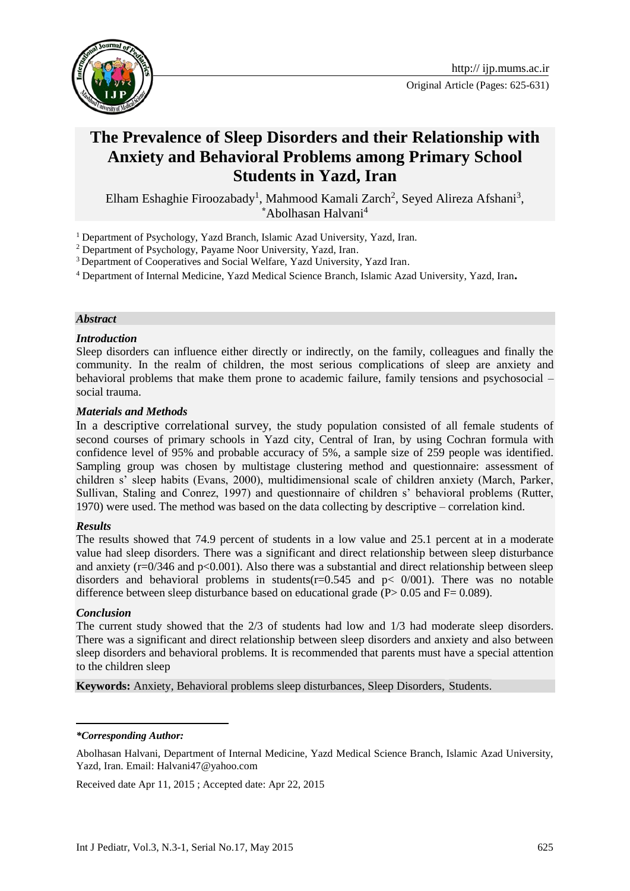# The Prevalence of Sleep Disorders and their Relationship with Anxiety and Behavioral Problems among Primary School Students in Yazd, Iran

Elham Eshaghie Firoozabady[1], Mahmood Kamali Zarch[2], Seyed Alireza Afshani[3], *Abolhasan Halvani[4]

[1] Department of Psychology, Yazd Branch, Islamic Azad University, Yazd, Iran.

[2] Department of Psychology, Payame Noor University, Yazd, Iran.

[3] Department of Cooperatives and Social Welfare, Yazd University, Yazd Iran.

[4] Department of Internal Medicine, Yazd Medical Science Branch, Islamic Azad University, Yazd, Iran**.**

***Abstract***

***Introduction***

Sleep disorders can influence either directly or indirectly, on the family, colleagues and finally the community. In the realm of children, the most serious complications of sleep are anxiety and behavioral problems that make them prone to academic failure, family tensions and psychosocial – social trauma.

***Materials and Methods***

In a descriptive correlational survey, the study population consisted of all female students of second courses of primary schools in Yazd city, Central of Iran, by using Cochran formula with confidence level of 95% and probable accuracy of 5%, a sample size of 259 people was identified. Sampling group was chosen by multistage clustering method and questionnaire: assessment of children s' sleep habits (Evans, 2000), multidimensional scale of children anxiety (March, Parker, Sullivan, Staling and Conrez, 1997) and questionnaire of children s' behavioral problems (Rutter, 1970) were used. The method was based on the data collecting by descriptive – correlation kind.

***Results***

The results showed that 74.9 percent of students in a low value and 25.1 percent at in a moderate value had sleep disorders. There was a significant and direct relationship between sleep disturbance and anxiety (r=0/346 and p<0.001). Also there was a substantial and direct relationship between sleep disorders and behavioral problems in students(r=0.545 and p< 0/001). There was no notable difference between sleep disturbance based on educational grade (P> 0.05 and F= 0.089).

***Conclusion***

The current study showed that the 2/3 of students had low and 1/3 had moderate sleep disorders. There was a significant and direct relationship between sleep disorders and anxiety and also between sleep disorders and behavioral problems. It is recommended that parents must have a special attention to the children sleep

**Keywords:** Anxiety, Behavioral problems sleep disturbances, Sleep Disorders, Students.

***\*Corresponding Author:***

Abolhasan Halvani, Department of Internal Medicine, Yazd Medical Science Branch, Islamic Azad University, Yazd, Iran. Email: Halvani47@yahoo.com

Received date Apr 11, 2015 ; Accepted date: Apr 22, 2015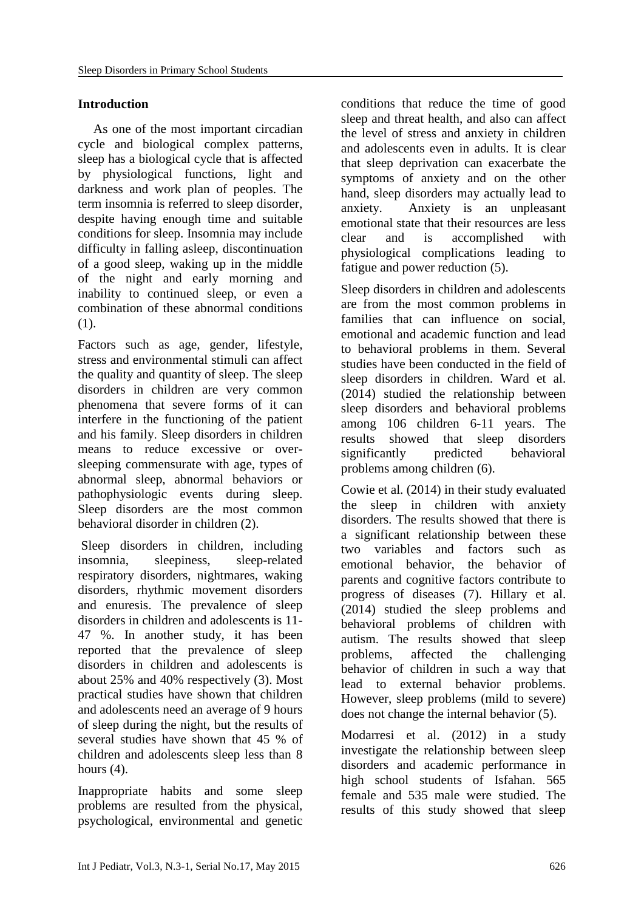## Introduction

As one of the most important circadian cycle and biological complex patterns, sleep has a biological cycle that is affected by physiological functions, light and darkness and work plan of peoples. The term insomnia is referred to sleep disorder, despite having enough time and suitable conditions for sleep. Insomnia may include difficulty in falling asleep, discontinuation of a good sleep, waking up in the middle of the night and early morning and inability to continued sleep, or even a combination of these abnormal conditions (1).

Factors such as age, gender, lifestyle, stress and environmental stimuli can affect the quality and quantity of sleep. The sleep disorders in children are very common phenomena that severe forms of it can interfere in the functioning of the patient and his family. Sleep disorders in children means to reduce excessive or over-sleeping commensurate with age, types of abnormal sleep, abnormal behaviors or pathophysiologic events during sleep. Sleep disorders are the most common behavioral disorder in children (2).

Sleep disorders in children, including insomnia, sleepiness, sleep-related respiratory disorders, nightmares, waking disorders, rhythmic movement disorders and enuresis. The prevalence of sleep disorders in children and adolescents is 11-47 %. In another study, it has been reported that the prevalence of sleep disorders in children and adolescents is about 25% and 40% respectively (3). Most practical studies have shown that children and adolescents need an average of 9 hours of sleep during the night, but the results of several studies have shown that 45 % of children and adolescents sleep less than 8 hours (4).

Inappropriate habits and some sleep problems are resulted from the physical, psychological, environmental and genetic conditions that reduce the time of good sleep and threat health, and also can affect the level of stress and anxiety in children and adolescents even in adults. It is clear that sleep deprivation can exacerbate the symptoms of anxiety and on the other hand, sleep disorders may actually lead to anxiety. Anxiety is an unpleasant emotional state that their resources are less clear and is accomplished with physiological complications leading to fatigue and power reduction (5).

Sleep disorders in children and adolescents are from the most common problems in families that can influence on social, emotional and academic function and lead to behavioral problems in them. Several studies have been conducted in the field of sleep disorders in children. Ward et al. (2014) studied the relationship between sleep disorders and behavioral problems among 106 children 6-11 years. The results showed that sleep disorders significantly predicted behavioral problems among children (6).

Cowie et al. (2014) in their study evaluated the sleep in children with anxiety disorders. The results showed that there is a significant relationship between these two variables and factors such as emotional behavior, the behavior of parents and cognitive factors contribute to progress of diseases (7). Hillary et al. (2014) studied the sleep problems and behavioral problems of children with autism. The results showed that sleep problems, affected the challenging behavior of children in such a way that lead to external behavior problems. However, sleep problems (mild to severe) does not change the internal behavior (5).

Modarresi et al. (2012) in a study investigate the relationship between sleep disorders and academic performance in high school students of Isfahan. 565 female and 535 male were studied. The results of this study showed that sleep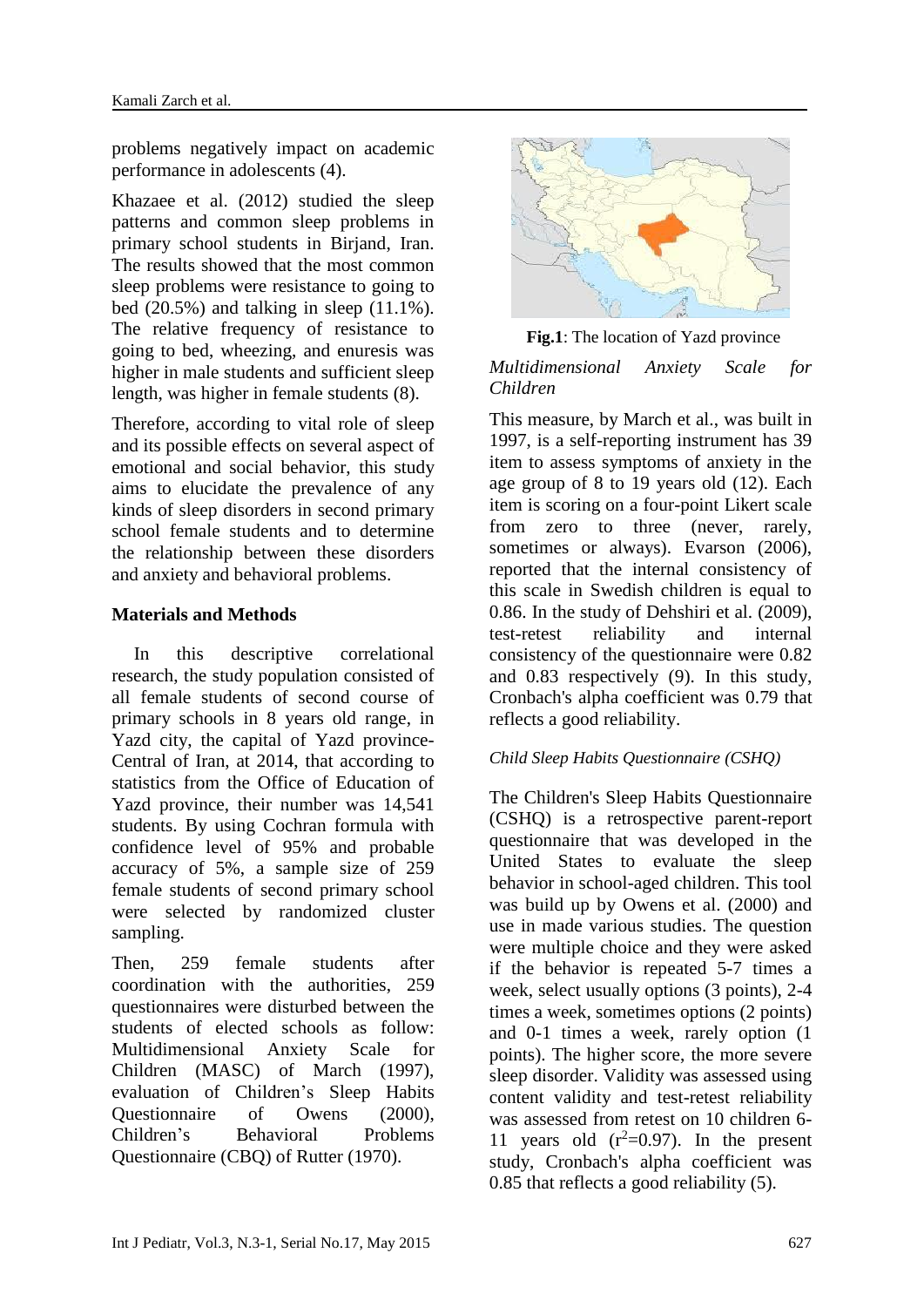problems negatively impact on academic performance in adolescents (4).

Khazaee et al. (2012) studied the sleep patterns and common sleep problems in primary school students in Birjand, Iran. The results showed that the most common sleep problems were resistance to going to bed (20.5%) and talking in sleep (11.1%). The relative frequency of resistance to going to bed, wheezing, and enuresis was higher in male students and sufficient sleep length, was higher in female students (8).

Therefore, according to vital role of sleep and its possible effects on several aspect of emotional and social behavior, this study aims to elucidate the prevalence of any kinds of sleep disorders in second primary school female students and to determine the relationship between these disorders and anxiety and behavioral problems.

## Materials and Methods

In this descriptive correlational research, the study population consisted of all female students of second course of primary schools in 8 years old range, in Yazd city, the capital of Yazd province-Central of Iran, at 2014, that according to statistics from the Office of Education of Yazd province, their number was 14,541 students. By using Cochran formula with confidence level of 95% and probable accuracy of 5%, a sample size of 259 female students of second primary school were selected by randomized cluster sampling.

Then, 259 female students after coordination with the authorities, 259 questionnaires were disturbed between the students of elected schools as follow: Multidimensional Anxiety Scale for Children (MASC) of March (1997), evaluation of Children's Sleep Habits Questionnaire of Owens (2000), Children's Behavioral Problems Questionnaire (CBQ) of Rutter (1970).

**Fig.1**: The location of Yazd province

*Multidimensional Anxiety Scale for Children*

This measure, by March et al., was built in 1997, is a self-reporting instrument has 39 item to assess symptoms of anxiety in the age group of 8 to 19 years old (12). Each item is scoring on a four-point Likert scale from zero to three (never, rarely, sometimes or always). Evarson (2006), reported that the internal consistency of this scale in Swedish children is equal to 0.86. In the study of Dehshiri et al. (2009), test-retest reliability and internal consistency of the questionnaire were 0.82 and 0.83 respectively (9). In this study, Cronbach's alpha coefficient was 0.79 that reflects a good reliability.

*Child Sleep Habits Questionnaire (CSHQ)*

The Children's Sleep Habits Questionnaire (CSHQ) is a retrospective parent-report questionnaire that was developed in the United States to evaluate the sleep behavior in school-aged children. This tool was build up by Owens et al. (2000) and use in made various studies. The question were multiple choice and they were asked if the behavior is repeated 5-7 times a week, select usually options (3 points), 2-4 times a week, sometimes options (2 points) and 0-1 times a week, rarely option (1 points). The higher score, the more severe sleep disorder. Validity was assessed using content validity and test-retest reliability was assessed from retest on 10 children 6-11 years old ($r^2$=0.97). In the present study, Cronbach's alpha coefficient was 0.85 that reflects a good reliability (5).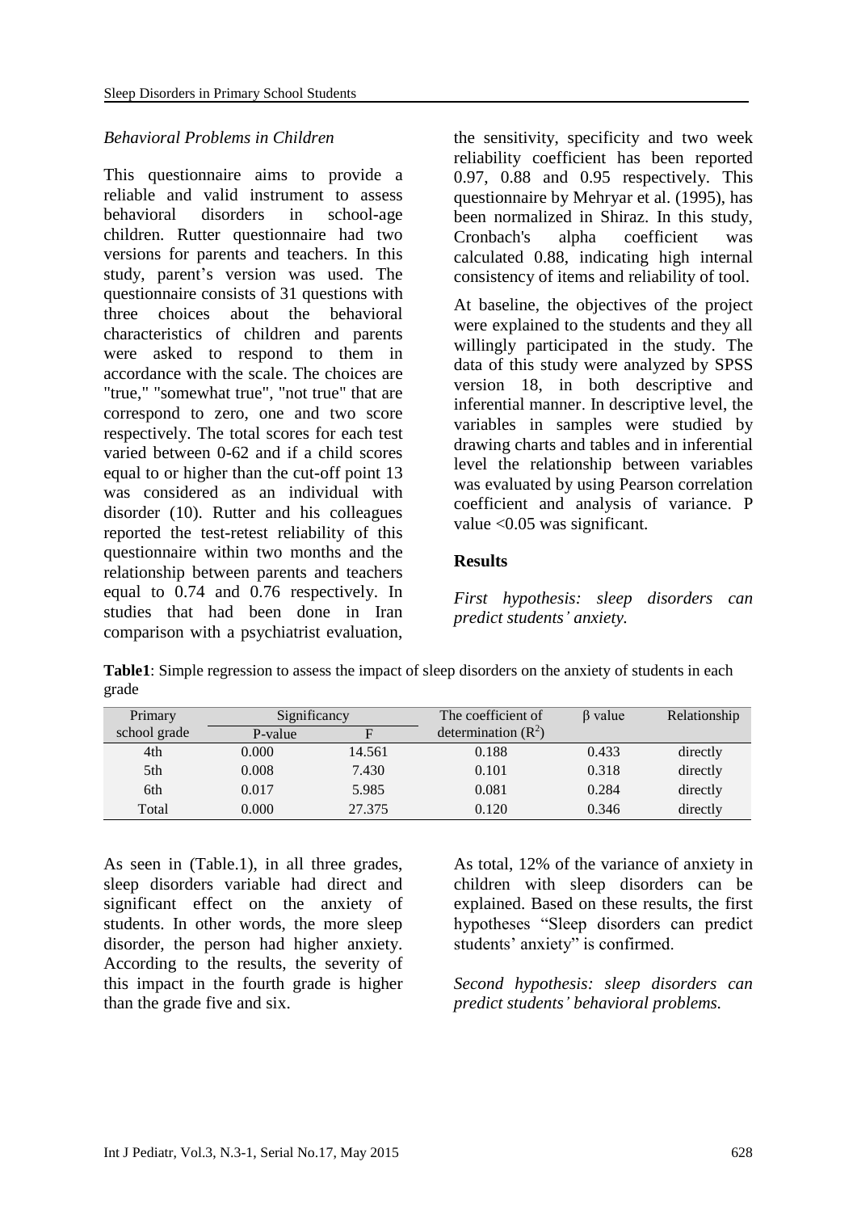*Behavioral Problems in Children*

This questionnaire aims to provide a reliable and valid instrument to assess behavioral disorders in school-age children. Rutter questionnaire had two versions for parents and teachers. In this study, parent's version was used. The questionnaire consists of 31 questions with three choices about the behavioral characteristics of children and parents were asked to respond to them in accordance with the scale. The choices are "true," "somewhat true", "not true" that are correspond to zero, one and two score respectively. The total scores for each test varied between 0-62 and if a child scores equal to or higher than the cut-off point 13 was considered as an individual with disorder (10). Rutter and his colleagues reported the test-retest reliability of this questionnaire within two months and the relationship between parents and teachers equal to 0.74 and 0.76 respectively. In studies that had been done in Iran comparison with a psychiatrist evaluation, the sensitivity, specificity and two week reliability coefficient has been reported 0.97, 0.88 and 0.95 respectively. This questionnaire by Mehryar et al. (1995), has been normalized in Shiraz. In this study, Cronbach's alpha coefficient was calculated 0.88, indicating high internal consistency of items and reliability of tool.

At baseline, the objectives of the project were explained to the students and they all willingly participated in the study. The data of this study were analyzed by SPSS version 18, in both descriptive and inferential manner. In descriptive level, the variables in samples were studied by drawing charts and tables and in inferential level the relationship between variables was evaluated by using Pearson correlation coefficient and analysis of variance. P value <0.05 was significant.

## Results

*First hypothesis: sleep disorders can predict students' anxiety.*

**Table1**: Simple regression to assess the impact of sleep disorders on the anxiety of students in each grade

| Primary school grade | Significancy | | The coefficient of determination ($R^2$) | β value | Relationship |
|---|---|---|---|---|---|
| | P-value | F | | | |
| 4th | 0.000 | 14.561 | 0.188 | 0.433 | directly |
| 5th | 0.008 | 7.430 | 0.101 | 0.318 | directly |
| 6th | 0.017 | 5.985 | 0.081 | 0.284 | directly |
| Total | 0.000 | 27.375 | 0.120 | 0.346 | directly |

As seen in (Table.1), in all three grades, sleep disorders variable had direct and significant effect on the anxiety of students. In other words, the more sleep disorder, the person had higher anxiety. According to the results, the severity of this impact in the fourth grade is higher than the grade five and six.

As total, 12% of the variance of anxiety in children with sleep disorders can be explained. Based on these results, the first hypotheses "Sleep disorders can predict students' anxiety" is confirmed.

*Second hypothesis: sleep disorders can predict students' behavioral problems.*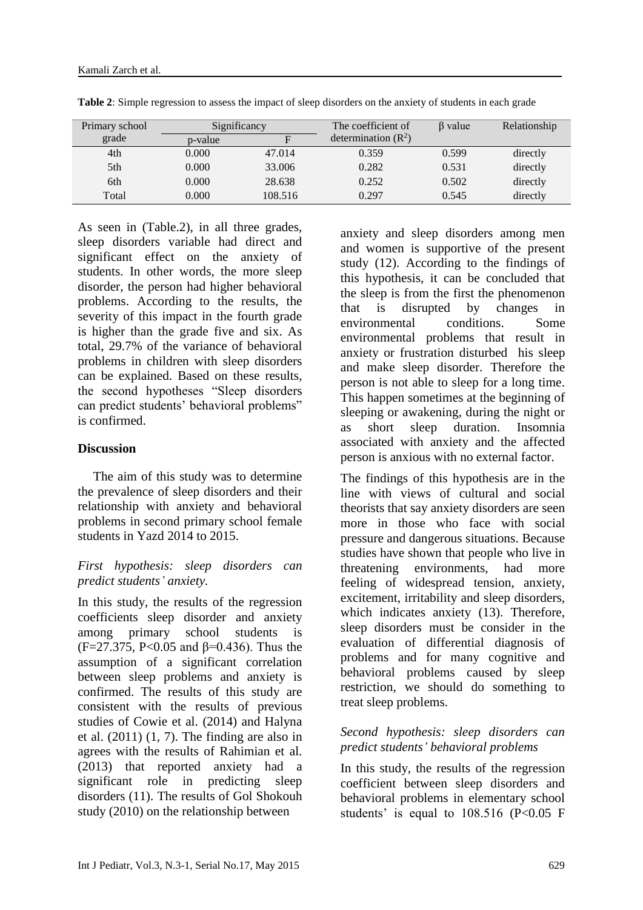**Table 2**: Simple regression to assess the impact of sleep disorders on the anxiety of students in each grade

| Primary school grade | Significancy | | The coefficient of determination ($R^2$) | β value | Relationship |
|---|---|---|---|---|---|
| | p-value | F | | | |
| 4th | 0.000 | 47.014 | 0.359 | 0.599 | directly |
| 5th | 0.000 | 33.006 | 0.282 | 0.531 | directly |
| 6th | 0.000 | 28.638 | 0.252 | 0.502 | directly |
| Total | 0.000 | 108.516 | 0.297 | 0.545 | directly |

As seen in (Table.2), in all three grades, sleep disorders variable had direct and significant effect on the anxiety of students. In other words, the more sleep disorder, the person had higher behavioral problems. According to the results, the severity of this impact in the fourth grade is higher than the grade five and six. As total, 29.7% of the variance of behavioral problems in children with sleep disorders can be explained. Based on these results, the second hypotheses "Sleep disorders can predict students' behavioral problems" is confirmed.

## Discussion

The aim of this study was to determine the prevalence of sleep disorders and their relationship with anxiety and behavioral problems in second primary school female students in Yazd 2014 to 2015.

*First hypothesis: sleep disorders can predict students' anxiety.*

In this study, the results of the regression coefficients sleep disorder and anxiety among primary school students is ($F=27.375$, $P<0.05$ and $\beta=0.436$). Thus the assumption of a significant correlation between sleep problems and anxiety is confirmed. The results of this study are consistent with the results of previous studies of Cowie et al. (2014) and Halyna et al. (2011) (1, 7). The finding are also in agrees with the results of Rahimian et al. (2013) that reported anxiety had a significant role in predicting sleep disorders (11). The results of Gol Shokouh study (2010) on the relationship between anxiety and sleep disorders among men and women is supportive of the present study (12). According to the findings of this hypothesis, it can be concluded that the sleep is from the first the phenomenon that is disrupted by changes in environmental conditions. Some environmental problems that result in anxiety or frustration disturbed his sleep and make sleep disorder. Therefore the person is not able to sleep for a long time. This happen sometimes at the beginning of sleeping or awakening, during the night or as short sleep duration. Insomnia associated with anxiety and the affected person is anxious with no external factor.

The findings of this hypothesis are in the line with views of cultural and social theorists that say anxiety disorders are seen more in those who face with social pressure and dangerous situations. Because studies have shown that people who live in threatening environments, had more feeling of widespread tension, anxiety, excitement, irritability and sleep disorders, which indicates anxiety (13). Therefore, sleep disorders must be consider in the evaluation of differential diagnosis of problems and for many cognitive and behavioral problems caused by sleep restriction, we should do something to treat sleep problems.

*Second hypothesis: sleep disorders can predict students' behavioral problems*

In this study, the results of the regression coefficient between sleep disorders and behavioral problems in elementary school students' is equal to 108.516 ($P<0.05$ F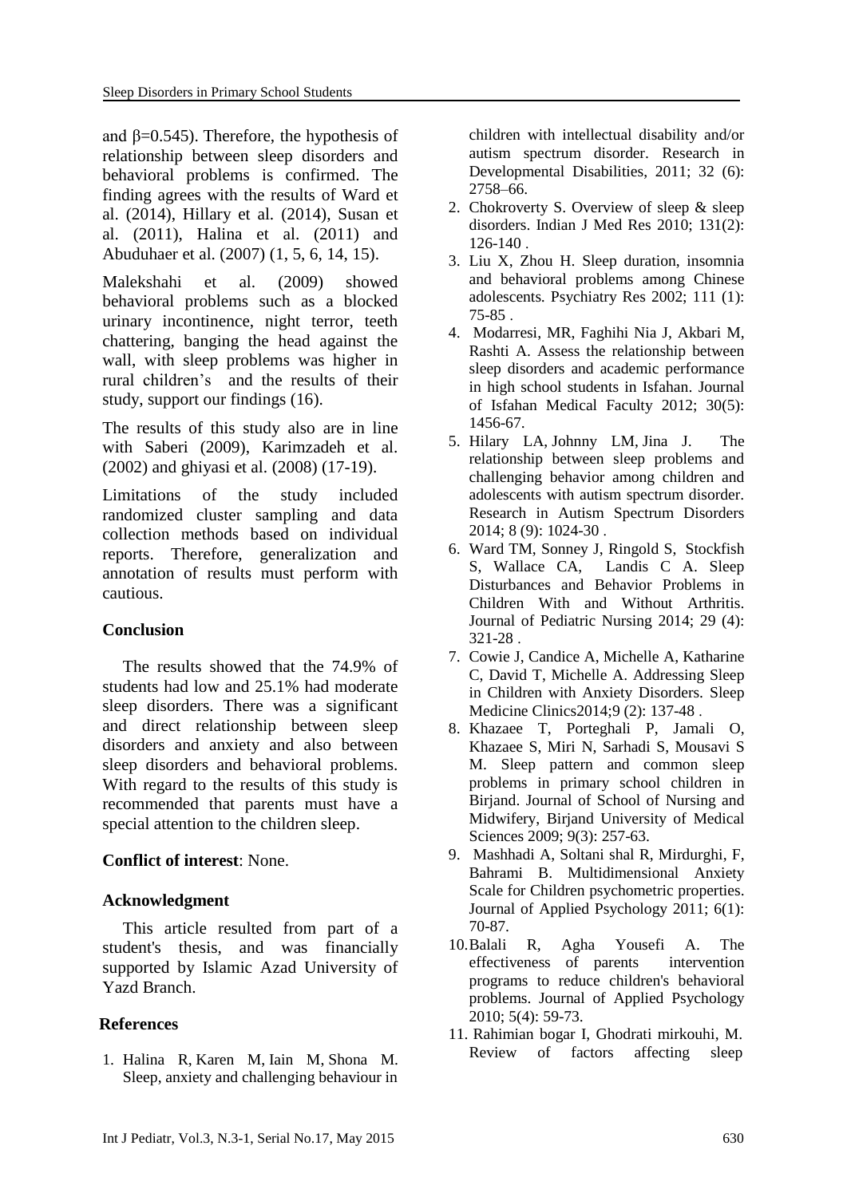and $\beta$=0.545). Therefore, the hypothesis of relationship between sleep disorders and behavioral problems is confirmed. The finding agrees with the results of Ward et al. (2014), Hillary et al. (2014), Susan et al. (2011), Halina et al. (2011) and Abuduhaer et al. (2007) (1, 5, 6, 14, 15).

Malekshahi et al. (2009) showed behavioral problems such as a blocked urinary incontinence, night terror, teeth chattering, banging the head against the wall, with sleep problems was higher in rural children's and the results of their study, support our findings (16).

The results of this study also are in line with Saberi (2009), Karimzadeh et al. (2002) and ghiyasi et al. (2008) (17-19).

Limitations of the study included randomized cluster sampling and data collection methods based on individual reports. Therefore, generalization and annotation of results must perform with cautious.

## Conclusion

The results showed that the 74.9% of students had low and 25.1% had moderate sleep disorders. There was a significant and direct relationship between sleep disorders and anxiety and also between sleep disorders and behavioral problems. With regard to the results of this study is recommended that parents must have a special attention to the children sleep.

**Conflict of interest**: None.

## Acknowledgment

This article resulted from part of a student's thesis, and was financially supported by Islamic Azad University of Yazd Branch.

## References

1. Halina R, Karen M, Iain M, Shona M. Sleep, anxiety and challenging behaviour in children with intellectual disability and/or autism spectrum disorder. Research in Developmental Disabilities, 2011; 32 (6): 2758–66.
2. Chokroverty S. Overview of sleep & sleep disorders. Indian J Med Res 2010; 131(2): 126-140 .
3. Liu X, Zhou H. Sleep duration, insomnia and behavioral problems among Chinese adolescents. Psychiatry Res 2002; 111 (1): 75-85 .
4. Modarresi, MR, Faghihi Nia J, Akbari M, Rashti A. Assess the relationship between sleep disorders and academic performance in high school students in Isfahan. Journal of Isfahan Medical Faculty 2012; 30(5): 1456-67.
5. Hilary LA, Johnny LM, Jina J. The relationship between sleep problems and challenging behavior among children and adolescents with autism spectrum disorder. Research in Autism Spectrum Disorders 2014; 8 (9): 1024-30 .
6. Ward TM, Sonney J, Ringold S, Stockfish S, Wallace CA, Landis C A. Sleep Disturbances and Behavior Problems in Children With and Without Arthritis. Journal of Pediatric Nursing 2014; 29 (4): 321-28 .
7. Cowie J, Candice A, Michelle A, Katharine C, David T, Michelle A. Addressing Sleep in Children with Anxiety Disorders. Sleep Medicine Clinics2014;9 (2): 137-48 .
8. Khazaee T, Porteghali P, Jamali O, Khazaee S, Miri N, Sarhadi S, Mousavi S M. Sleep pattern and common sleep problems in primary school children in Birjand. Journal of School of Nursing and Midwifery, Birjand University of Medical Sciences 2009; 9(3): 257-63.
9. Mashhadi A, Soltani shal R, Mirdurghi, F, Bahrami B. Multidimensional Anxiety Scale for Children psychometric properties. Journal of Applied Psychology 2011; 6(1): 70-87.
10. Balali R, Agha Yousefi A. The effectiveness of parents intervention programs to reduce children's behavioral problems. Journal of Applied Psychology 2010; 5(4): 59-73.
11. Rahimian bogar I, Ghodrati mirkouhi, M. Review of factors affecting sleep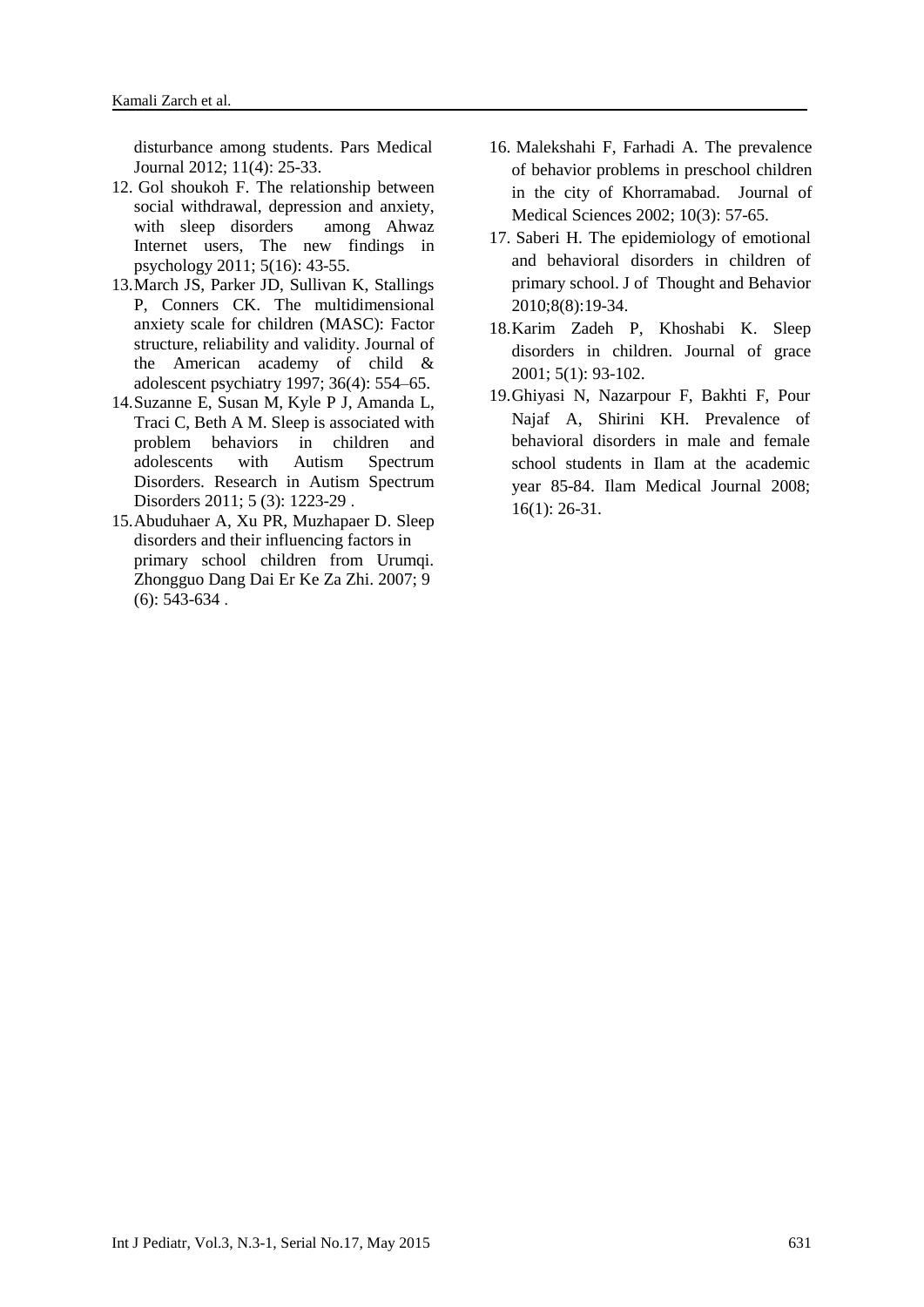disturbance among students. Pars Medical Journal 2012; 11(4): 25-33.

12. Gol shoukoh F. The relationship between social withdrawal, depression and anxiety, with sleep disorders among Ahwaz Internet users, The new findings in psychology 2011; 5(16): 43-55.
13. March JS, Parker JD, Sullivan K, Stallings P, Conners CK. The multidimensional anxiety scale for children (MASC): Factor structure, reliability and validity. Journal of the American academy of child & adolescent psychiatry 1997; 36(4): 554–65.
14. Suzanne E, Susan M, Kyle P J, Amanda L, Traci C, Beth A M. Sleep is associated with problem behaviors in children and adolescents with Autism Spectrum Disorders. Research in Autism Spectrum Disorders 2011; 5 (3): 1223-29 .
15. Abuduhaer A, Xu PR, Muzhapaer D. Sleep disorders and their influencing factors in primary school children from Urumqi. Zhongguo Dang Dai Er Ke Za Zhi. 2007; 9 (6): 543-634 .
16. Malekshahi F, Farhadi A. The prevalence of behavior problems in preschool children in the city of Khorramabad. Journal of Medical Sciences 2002; 10(3): 57-65.
17. Saberi H. The epidemiology of emotional and behavioral disorders in children of primary school. J of Thought and Behavior 2010;8(8):19-34.
18. Karim Zadeh P, Khoshabi K. Sleep disorders in children. Journal of grace 2001; 5(1): 93-102.
19. Ghiyasi N, Nazarpour F, Bakhti F, Pour Najaf A, Shirini KH. Prevalence of behavioral disorders in male and female school students in Ilam at the academic year 85-84. Ilam Medical Journal 2008; 16(1): 26-31.